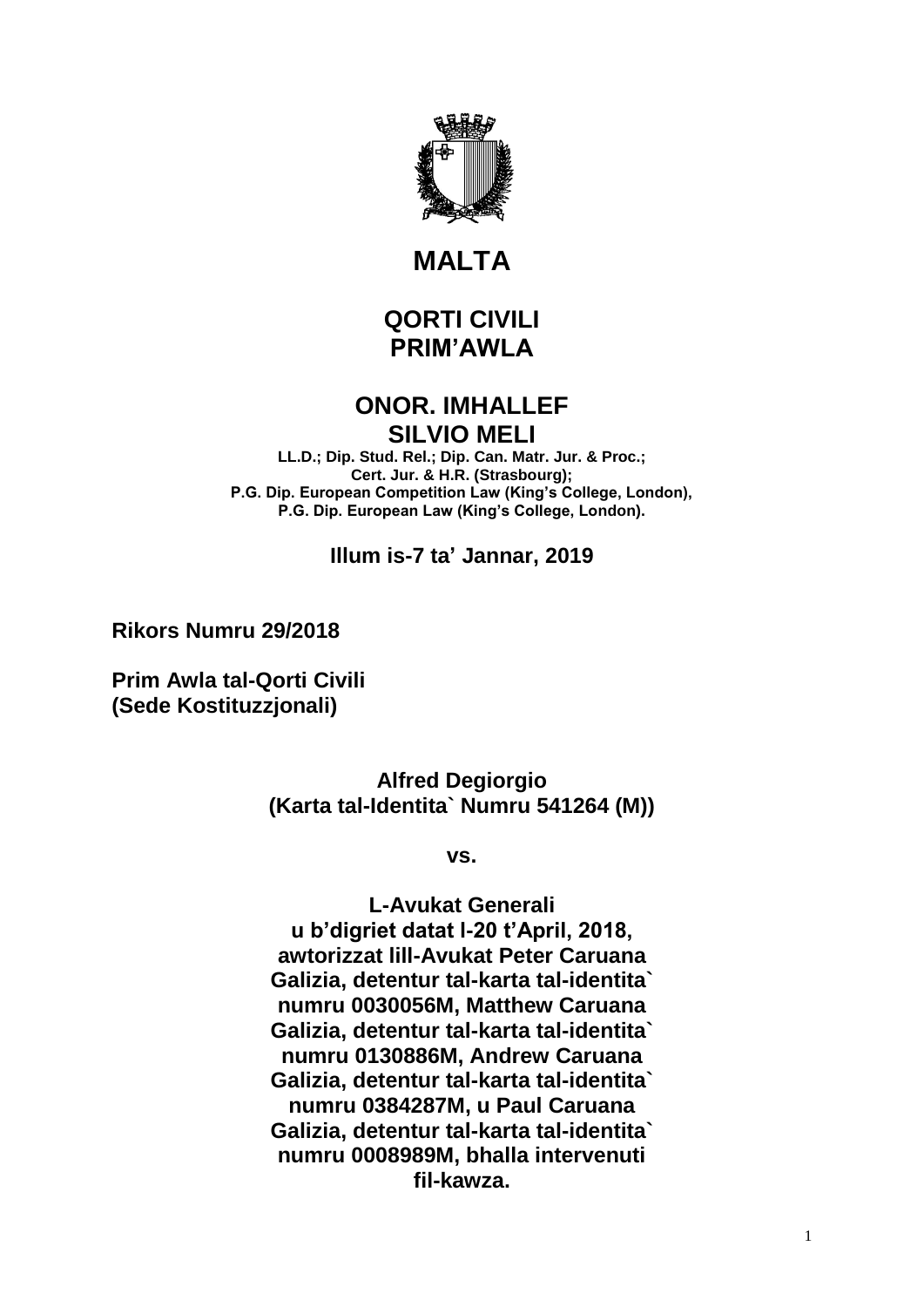# MALTA

## QORTI CIVILI
## PRIM'AWLA

### ONOR. IMHALLEF
### SILVIO MELI

**LL.D.; Dip. Stud. Rel.; Dip. Can. Matr. Jur. & Proc.; Cert. Jur. & H.R. (Strasbourg); P.G. Dip. European Competition Law (King's College, London), P.G. Dip. European Law (King's College, London).**

**Illum is-7 ta' Jannar, 2019**

**Rikors Numru 29/2018**

**Prim Awla tal-Qorti Civili (Sede Kostituzzjonali)**

**Alfred Degiorgio (Karta tal-Identita` Numru 541264 (M))**

**vs.**

**L-Avukat Generali u b'digriet datat l-20 t'April, 2018, awtorizzat lill-Avukat Peter Caruana Galizia, detentur tal-karta tal-identita` numru 0030056M, Matthew Caruana Galizia, detentur tal-karta tal-identita` numru 0130886M, Andrew Caruana Galizia, detentur tal-karta tal-identita` numru 0384287M, u Paul Caruana Galizia, detentur tal-karta tal-identita` numru 0008989M, bhalla intervenuti fil-kawza.**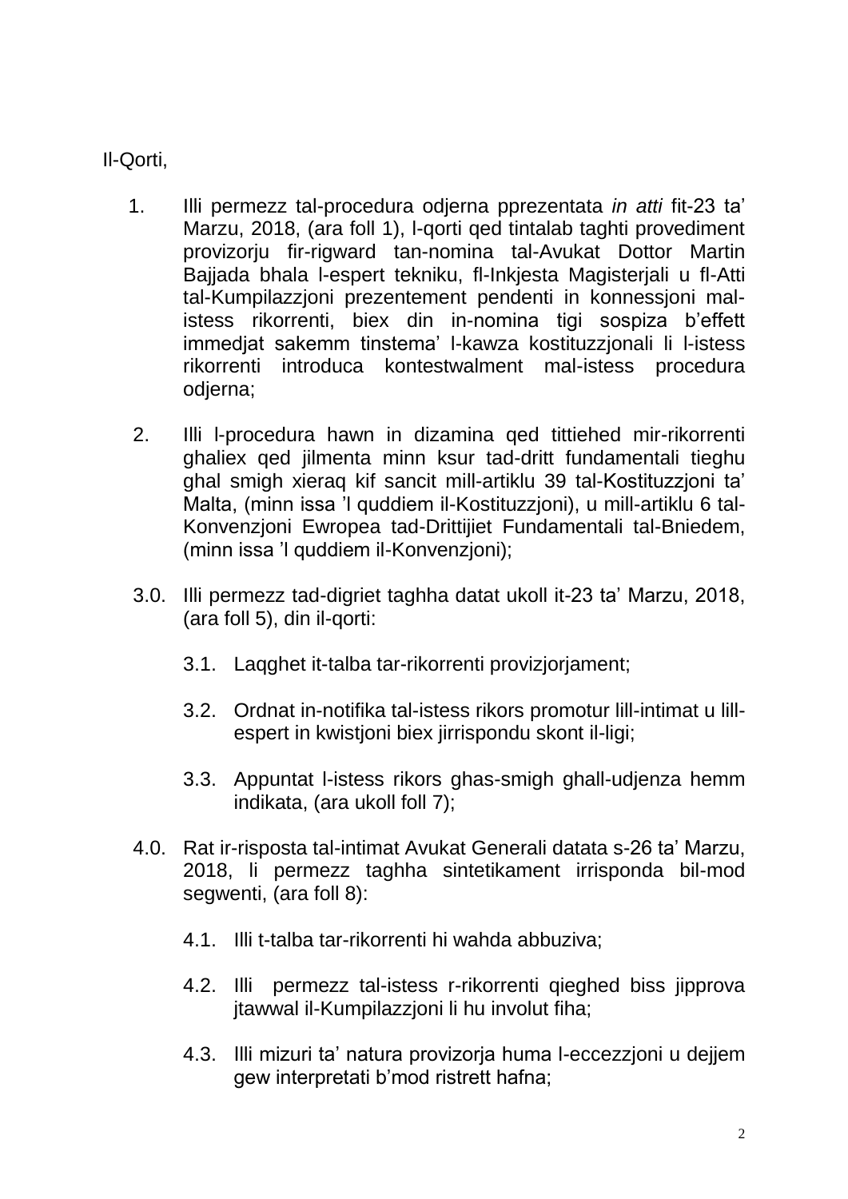Il-Qorti,

1. Illi permezz tal-procedura odjerna pprezentata *in atti* fit-23 ta' Marzu, 2018, (ara foll 1), l-qorti qed tintalab taghti provediment provizorju fir-rigward tan-nomina tal-Avukat Dottor Martin Bajjada bhala l-espert tekniku, fl-Inkjesta Magisterjali u fl-Atti tal-Kumpilazzjoni prezentement pendenti in konnessjoni mal-istess rikorrenti, biex din in-nomina tigi sospiza b'effett immedjat sakemm tinstema' l-kawza kostituzzjonali li l-istess rikorrenti introduca kontestwalment mal-istess procedura odjerna;

2. Illi l-procedura hawn in dizamina qed tittiehed mir-rikorrenti ghaliex qed jilmenta minn ksur tad-dritt fundamentali tieghu ghal smigh xieraq kif sancit mill-artiklu 39 tal-Kostituzzjoni ta' Malta, (minn issa 'l quddiem il-Kostituzzjoni), u mill-artiklu 6 tal-Konvenzjoni Ewropea tad-Drittijiet Fundamentali tal-Bniedem, (minn issa 'l quddiem il-Konvenzjoni);

3.0. Illi permezz tad-digriet taghha datat ukoll it-23 ta' Marzu, 2018, (ara foll 5), din il-qorti:

   3.1. Laqghet it-talba tar-rikorrenti provizjorjament;

   3.2. Ordnat in-notifika tal-istess rikors promotur lill-intimat u lill-espert in kwistjoni biex jirrispondu skont il-ligi;

   3.3. Appuntat l-istess rikors ghas-smigh ghall-udjenza hemm indikata, (ara ukoll foll 7);

4.0. Rat ir-risposta tal-intimat Avukat Generali datata s-26 ta' Marzu, 2018, li permezz taghha sintetikament irrisponda bil-mod segwenti, (ara foll 8):

   4.1. Illi t-talba tar-rikorrenti hi wahda abbuziva;

   4.2. Illi permezz tal-istess r-rikorrenti qieghed biss jipprova jtawwal il-Kumpilazzjoni li hu involut fiha;

   4.3. Illi mizuri ta' natura provizorja huma l-eccezzjoni u dejjem gew interpretati b'mod ristrett hafna;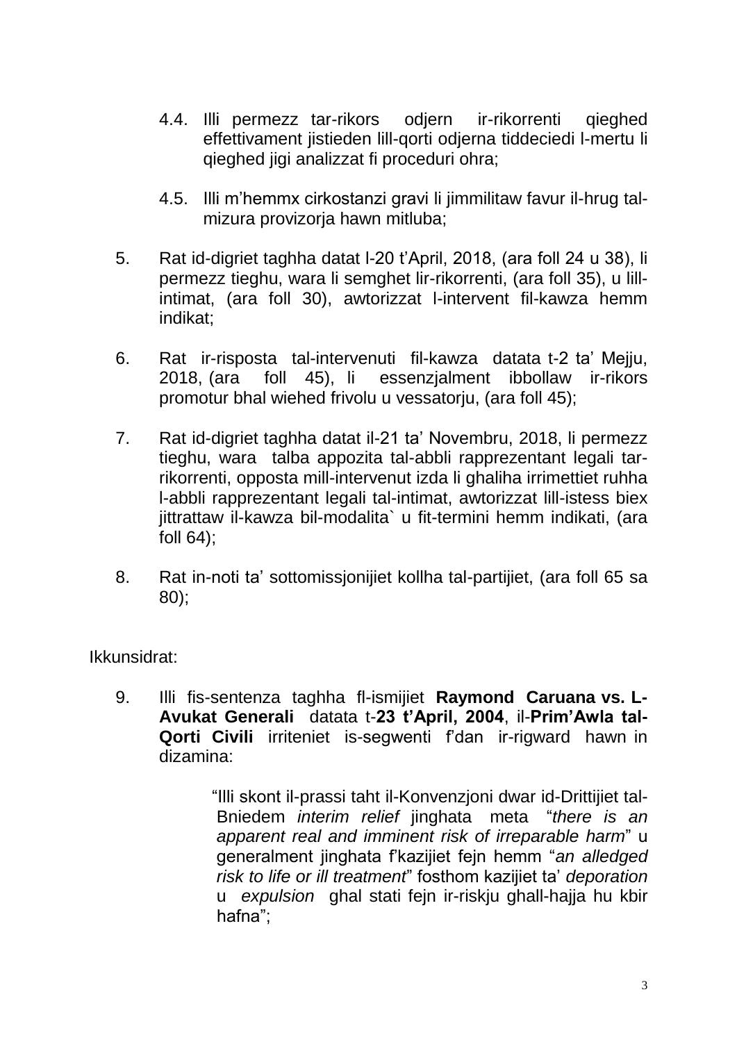4.4. Illi permezz tar-rikors odjern ir-rikorrenti qieghed effettivament jistieden lill-qorti odjerna tiddeciedi l-mertu li qieghed jigi analizzat fi proceduri ohra;

4.5. Illi m'hemmx cirkostanzi gravi li jimmilitaw favur il-hrug tal-mizura provizorja hawn mitluba;

5. Rat id-digriet taghha datat l-20 t'April, 2018, (ara foll 24 u 38), li permezz tieghu, wara li semghet lir-rikorrenti, (ara foll 35), u lill-intimat, (ara foll 30), awtorizzat l-intervent fil-kawza hemm indikat;

6. Rat ir-risposta tal-intervenuti fil-kawza datata t-2 ta' Mejju, 2018, (ara foll 45), li essenzjalment ibbollaw ir-rikors promotur bhal wiehed frivolu u vessatorju, (ara foll 45);

7. Rat id-digriet taghha datat il-21 ta' Novembru, 2018, li permezz tieghu, wara talba appozita tal-abbli rapprezentant legali tar-rikorrenti, opposta mill-intervenut izda li ghaliha irrimettiet ruhha l-abbli rapprezentant legali tal-intimat, awtorizzat lill-istess biex jittrattaw il-kawza bil-modalita` u fit-termini hemm indikati, (ara foll 64);

8. Rat in-noti ta' sottomissjonijiet kollha tal-partijiet, (ara foll 65 sa 80);

Ikkunsidrat:

9. Illi fis-sentenza taghha fl-ismijiet **Raymond Caruana vs. L-Avukat Generali** datata t-**23 t'April, 2004**, il-**Prim'Awla tal-Qorti Civili** irriteniet is-segwenti f'dan ir-rigward hawn in dizamina:

> "Illi skont il-prassi taht il-Konvenzjoni dwar id-Drittijiet tal-Bniedem *interim relief* jinghata meta "*there is an apparent real and imminent risk of irreparable harm*" u generalment jinghata f'kazijiet fejn hemm "*an alledged risk to life or ill treatment*" fosthom kazijiet ta' *deporation* u *expulsion* ghal stati fejn ir-riskju ghall-hajja hu kbir hafna";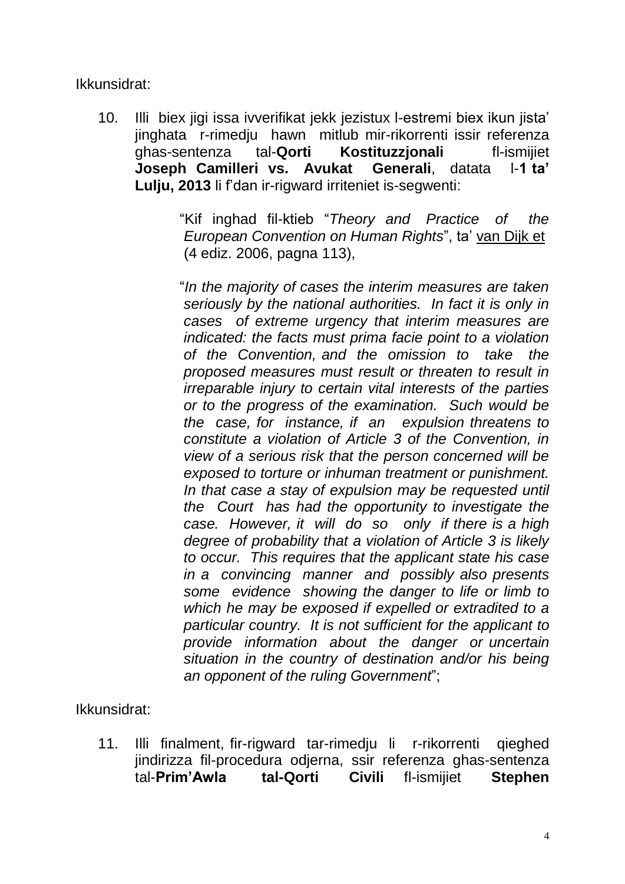Ikkunsidrat:

10. Illi biex jigi issa ivverifikat jekk jezistux l-estremi biex ikun jista' jinghata r-rimedju hawn mitlub mir-rikorrenti issir referenza ghas-sentenza tal-**Qorti Kostituzzjonali** fl-ismijiet **Joseph Camilleri vs. Avukat Generali**, datata l-**1 ta' Lulju, 2013** li f'dan ir-rigward irriteniet is-segwenti:

    "Kif inghad fil-ktieb "*Theory and Practice of the European Convention on Human Rights*", ta' van Dijk et (4 ediz. 2006, pagna 113),

    "*In the majority of cases the interim measures are taken seriously by the national authorities. In fact it is only in cases of extreme urgency that interim measures are indicated: the facts must prima facie point to a violation of the Convention, and the omission to take the proposed measures must result or threaten to result in irreparable injury to certain vital interests of the parties or to the progress of the examination. Such would be the case, for instance, if an expulsion threatens to constitute a violation of Article 3 of the Convention, in view of a serious risk that the person concerned will be exposed to torture or inhuman treatment or punishment. In that case a stay of expulsion may be requested until the Court has had the opportunity to investigate the case. However, it will do so only if there is a high degree of probability that a violation of Article 3 is likely to occur. This requires that the applicant state his case in a convincing manner and possibly also presents some evidence showing the danger to life or limb to which he may be exposed if expelled or extradited to a particular country. It is not sufficient for the applicant to provide information about the danger or uncertain situation in the country of destination and/or his being an opponent of the ruling Government*";

Ikkunsidrat:

11. Illi finalment, fir-rigward tar-rimedju li r-rikorrenti qieghed jindirizza fil-procedura odjerna, ssir referenza ghas-sentenza tal-**Prim'Awla tal-Qorti Civili** fl-ismijiet **Stephen**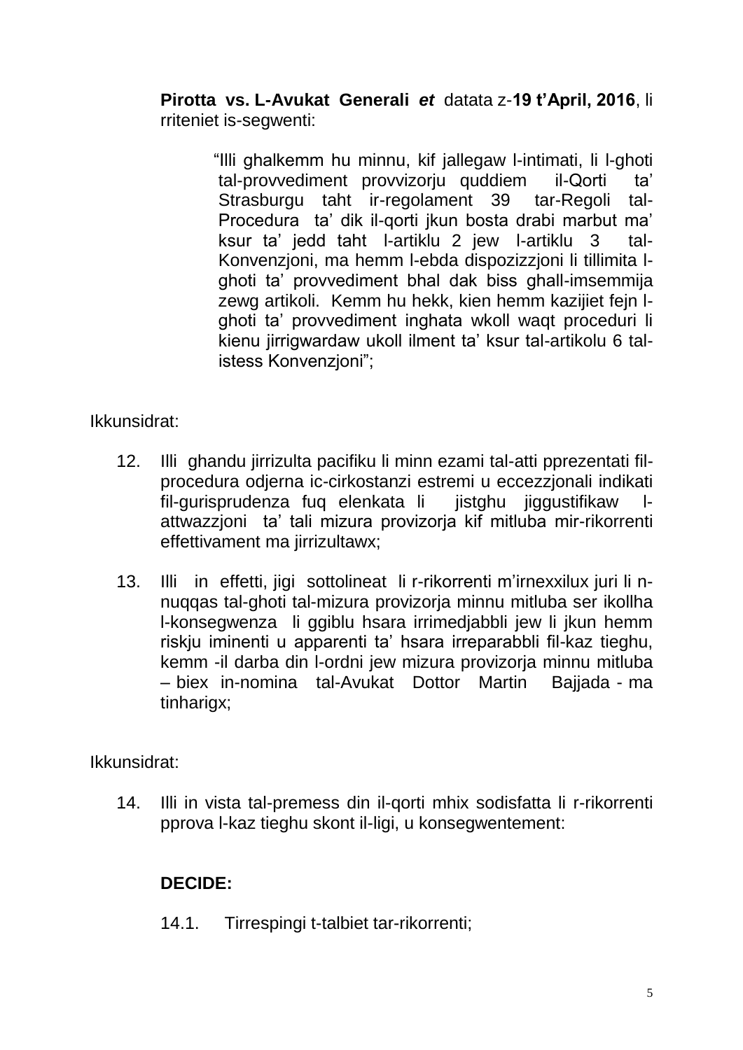**Pirotta vs. L-Avukat Generali** ***et*** datata z-**19 t'April, 2016**, li rriteniet is-segwenti:

> "Illi ghalkemm hu minnu, kif jallegaw l-intimati, li l-ghoti tal-provvediment provvizorju quddiem il-Qorti ta' Strasburgu taht ir-regolament 39 tar-Regoli tal-Procedura ta' dik il-qorti jkun bosta drabi marbut ma' ksur ta' jedd taht l-artiklu 2 jew l-artiklu 3 tal-Konvenzjoni, ma hemm l-ebda dispozizzjoni li tillimita l-ghoti ta' provvediment bhal dak biss ghall-imsemmija zewg artikoli. Kemm hu hekk, kien hemm kazijiet fejn l-ghoti ta' provvediment inghata wkoll waqt proceduri li kienu jirrigwardaw ukoll ilment ta' ksur tal-artikolu 6 tal-istess Konvenzjoni";

Ikkunsidrat:

12. Illi ghandu jirrizulta pacifiku li minn ezami tal-atti pprezentati fil-procedura odjerna ic-cirkostanzi estremi u eccezzjonali indikati fil-gurisprudenza fuq elenkata li jistghu jiggustifikaw l-attwazzjoni ta' tali mizura provizorja kif mitluba mir-rikorrenti effettivament ma jirrizultawx;

13. Illi in effetti, jigi sottolineat li r-rikorrenti m'irnexxilux juri li n-nuqqas tal-ghoti tal-mizura provizorja minnu mitluba ser ikollha l-konsegwenza li ggiblu hsara irrimedjabbli jew li jkun hemm riskju iminenti u apparenti ta' hsara irreparabbli fil-kaz tieghu, kemm -il darba din l-ordni jew mizura provizorja minnu mitluba – biex in-nomina tal-Avukat Dottor Martin Bajjada - ma tinharigx;

Ikkunsidrat:

14. Illi in vista tal-premess din il-qorti mhix sodisfatta li r-rikorrenti pprova l-kaz tieghu skont il-ligi, u konsegwentement:

**DECIDE:**

14.1. Tirrespingi t-talbiet tar-rikorrenti;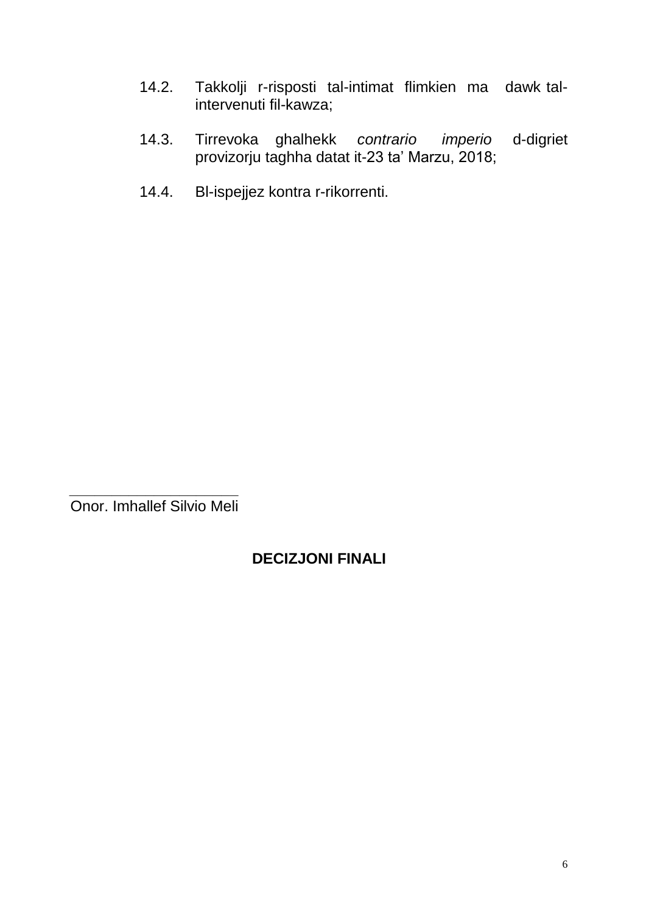14.2. Takkolji r-risposti tal-intimat flimkien ma dawk tal-intervenuti fil-kawza;

14.3. Tirrevoka ghalhekk *contrario imperio* d-digriet provizorju taghha datat it-23 ta' Marzu, 2018;

14.4. Bl-ispejjez kontra r-rikorrenti.

\_\_\_\_\_\_\_\_\_\_\_\_\_\_\_\_\_\_\_\_\_\_

Onor. Imhallef Silvio Meli

**DECIZJONI FINALI**